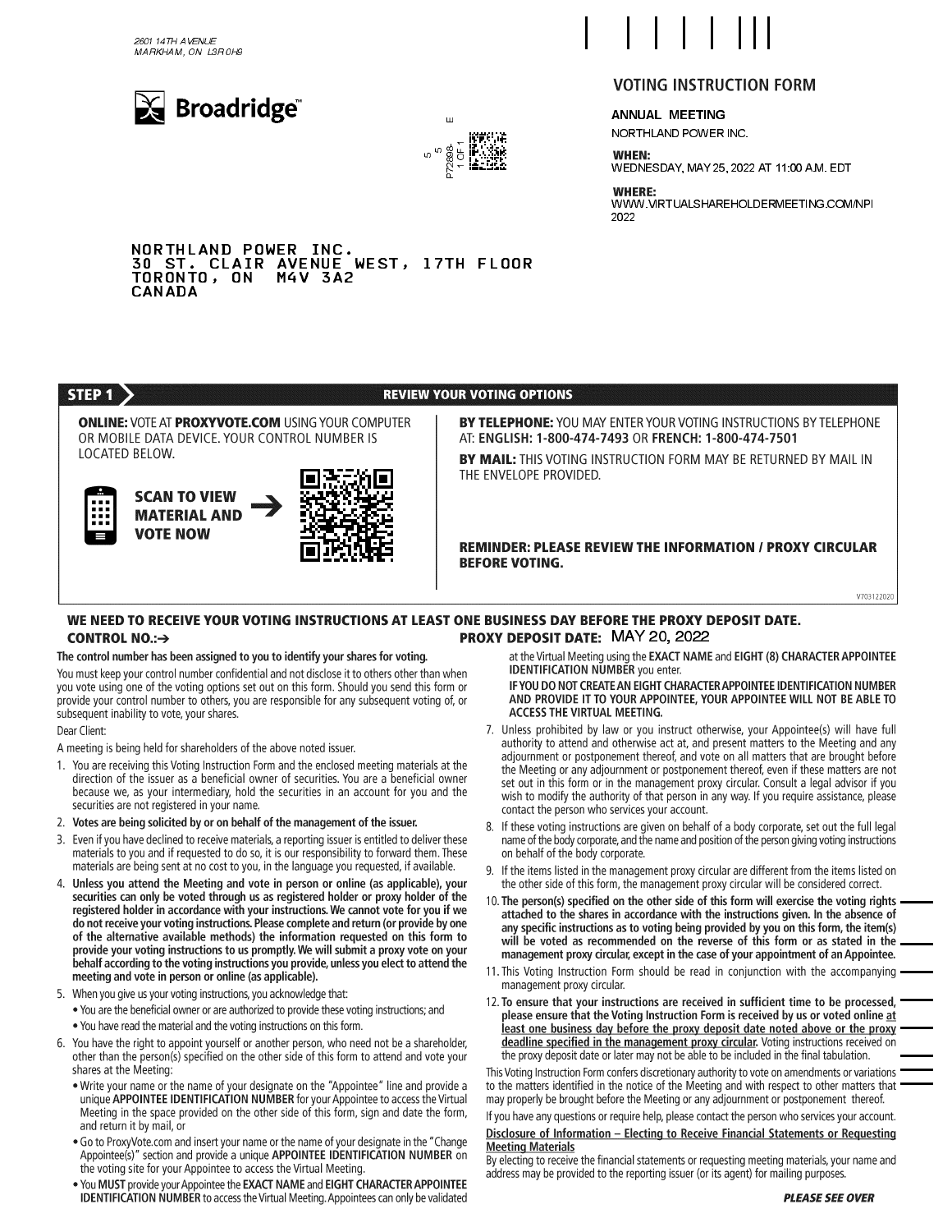2601 14TH AVENUE
MARKHAM, ON L3R 0H9

Broadridge™

P72898-
1 OF 1
55
E

# VOTING INSTRUCTION FORM

**ANNUAL MEETING**

NORTHLAND POWER INC.

**WHEN:**
WEDNESDAY, MAY 25, 2022 AT 11:00 A.M. EDT

**WHERE:**
WWW.VIRTUALSHAREHOLDERMEETING.COM/NPI2022

NORTHLAND POWER INC.
30 ST. CLAIR AVENUE WEST, 17TH FLOOR
TORONTO, ON M4V 3A2
CANADA

## STEP 1 — REVIEW YOUR VOTING OPTIONS

**ONLINE:** VOTE AT **PROXYVOTE.COM** USING YOUR COMPUTER OR MOBILE DATA DEVICE. YOUR CONTROL NUMBER IS LOCATED BELOW.

**SCAN TO VIEW MATERIAL AND VOTE NOW** →

**BY TELEPHONE:** YOU MAY ENTER YOUR VOTING INSTRUCTIONS BY TELEPHONE AT: **ENGLISH: 1-800-474-7493** OR **FRENCH: 1-800-474-7501**

**BY MAIL:** THIS VOTING INSTRUCTION FORM MAY BE RETURNED BY MAIL IN THE ENVELOPE PROVIDED.

**REMINDER: PLEASE REVIEW THE INFORMATION / PROXY CIRCULAR BEFORE VOTING.**

V703122020

**WE NEED TO RECEIVE YOUR VOTING INSTRUCTIONS AT LEAST ONE BUSINESS DAY BEFORE THE PROXY DEPOSIT DATE.**

**CONTROL NO.:→**

**PROXY DEPOSIT DATE:** MAY 20, 2022

**The control number has been assigned to you to identify your shares for voting.**

You must keep your control number confidential and not disclose it to others other than when you vote using one of the voting options set out on this form. Should you send this form or provide your control number to others, you are responsible for any subsequent voting of, or subsequent inability to vote, your shares.

Dear Client:

A meeting is being held for shareholders of the above noted issuer.

1. You are receiving this Voting Instruction Form and the enclosed meeting materials at the direction of the issuer as a beneficial owner of securities. You are a beneficial owner because we, as your intermediary, hold the securities in an account for you and the securities are not registered in your name.
2. **Votes are being solicited by or on behalf of the management of the issuer.**
3. Even if you have declined to receive materials, a reporting issuer is entitled to deliver these materials to you and if requested to do so, it is our responsibility to forward them. These materials are being sent at no cost to you, in the language you requested, if available.
4. **Unless you attend the Meeting and vote in person or online (as applicable), your securities can only be voted through us as registered holder or proxy holder of the registered holder in accordance with your instructions. We cannot vote for you if we do not receive your voting instructions. Please complete and return (or provide by one of the alternative available methods) the information requested on this form to provide your voting instructions to us promptly. We will submit a proxy vote on your behalf according to the voting instructions you provide, unless you elect to attend the meeting and vote in person or online (as applicable).**
5. When you give us your voting instructions, you acknowledge that:
   - You are the beneficial owner or are authorized to provide these voting instructions; and
   - You have read the material and the voting instructions on this form.
6. You have the right to appoint yourself or another person, who need not be a shareholder, other than the person(s) specified on the other side of this form to attend and vote your shares at the Meeting:
   - Write your name or the name of your designate on the "Appointee" line and provide a unique **APPOINTEE IDENTIFICATION NUMBER** for your Appointee to access the Virtual Meeting in the space provided on the other side of this form, sign and date the form, and return it by mail, or
   - Go to ProxyVote.com and insert your name or the name of your designate in the "Change Appointee(s)" section and provide a unique **APPOINTEE IDENTIFICATION NUMBER** on the voting site for your Appointee to access the Virtual Meeting.
   - You **MUST** provide your Appointee the **EXACT NAME** and **EIGHT CHARACTER APPOINTEE IDENTIFICATION NUMBER** to access the Virtual Meeting. Appointees can only be validated at the Virtual Meeting using the **EXACT NAME** and **EIGHT (8) CHARACTER APPOINTEE IDENTIFICATION NUMBER** you enter.

   **IF YOU DO NOT CREATE AN EIGHT CHARACTER APPOINTEE IDENTIFICATION NUMBER AND PROVIDE IT TO YOUR APPOINTEE, YOUR APPOINTEE WILL NOT BE ABLE TO ACCESS THE VIRTUAL MEETING.**
7. Unless prohibited by law or you instruct otherwise, your Appointee(s) will have full authority to attend and otherwise act at, and present matters to the Meeting and any adjournment or postponement thereof, and vote on all matters that are brought before the Meeting or any adjournment or postponement thereof, even if these matters are not set out in this form or in the management proxy circular. Consult a legal advisor if you wish to modify the authority of that person in any way. If you require assistance, please contact the person who services your account.
8. If these voting instructions are given on behalf of a body corporate, set out the full legal name of the body corporate, and the name and position of the person giving voting instructions on behalf of the body corporate.
9. If the items listed in the management proxy circular are different from the items listed on the other side of this form, the management proxy circular will be considered correct.
10. **The person(s) specified on the other side of this form will exercise the voting rights attached to the shares in accordance with the instructions given. In the absence of any specific instructions as to voting being provided by you on this form, the item(s) will be voted as recommended on the reverse of this form or as stated in the management proxy circular, except in the case of your appointment of an Appointee.**
11. This Voting Instruction Form should be read in conjunction with the accompanying management proxy circular.
12. **To ensure that your instructions are received in sufficient time to be processed, please ensure that the Voting Instruction Form is received by us or voted online <u>at least one business day before the proxy deposit date noted above or the proxy deadline specified in the management proxy circular</u>.** Voting instructions received on the proxy deposit date or later may not be able to be included in the final tabulation.

This Voting Instruction Form confers discretionary authority to vote on amendments or variations to the matters identified in the notice of the Meeting and with respect to other matters that may properly be brought before the Meeting or any adjournment or postponement thereof.

If you have any questions or require help, please contact the person who services your account.

**<u>Disclosure of Information – Electing to Receive Financial Statements or Requesting Meeting Materials</u>**

By electing to receive the financial statements or requesting meeting materials, your name and address may be provided to the reporting issuer (or its agent) for mailing purposes.

***PLEASE SEE OVER***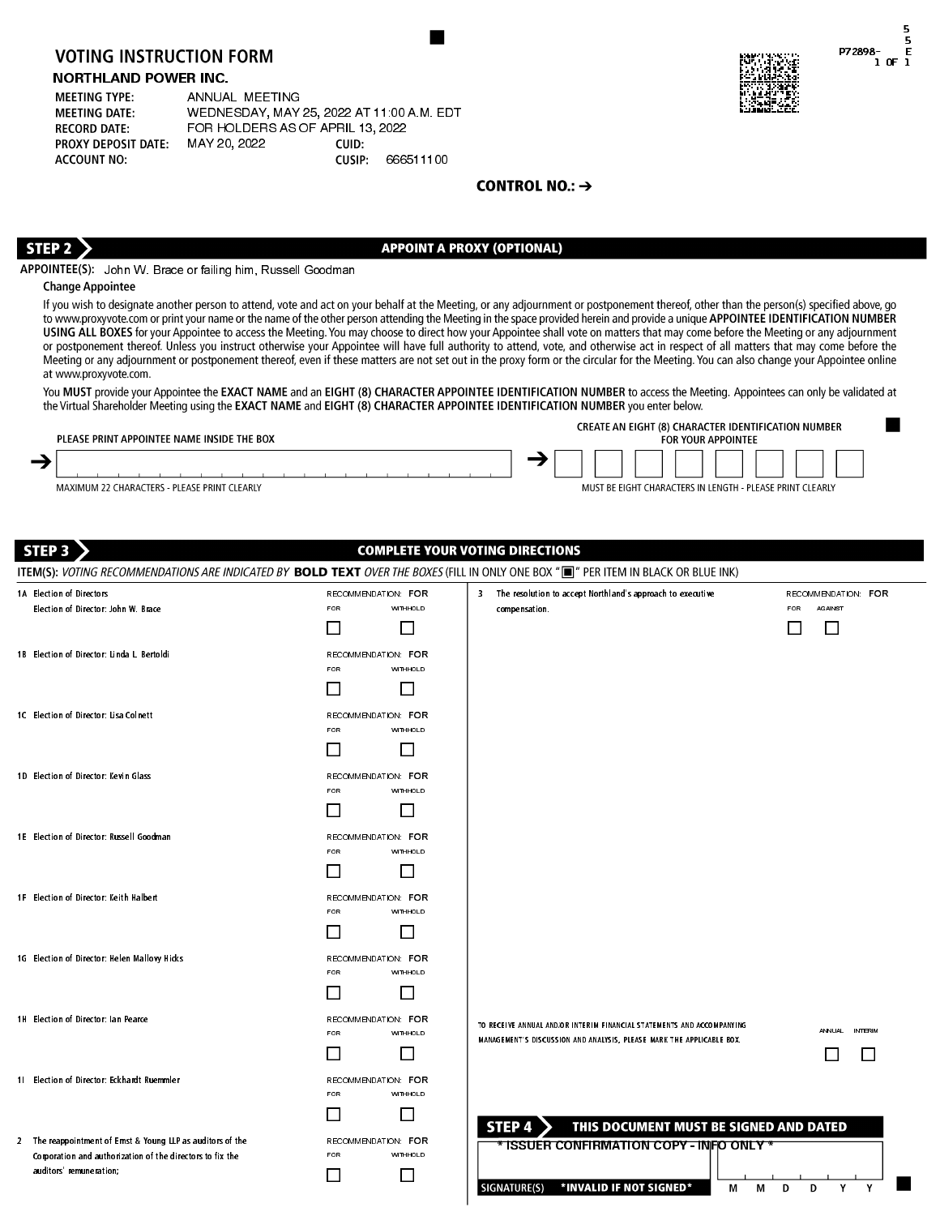# VOTING INSTRUCTION FORM

**NORTHLAND POWER INC.**

| | | | |
|---|---|---|---|
| **MEETING TYPE:** | ANNUAL MEETING | | |
| **MEETING DATE:** | WEDNESDAY, MAY 25, 2022 AT 11:00 A.M. EDT | | |
| **RECORD DATE:** | FOR HOLDERS AS OF APRIL 13, 2022 | | |
| **PROXY DEPOSIT DATE:** | MAY 20, 2022 | **CUID:** | |
| **ACCOUNT NO:** | | **CUSIP:** | 666511100 |

P72898- E 1 OF 1

**CONTROL NO.:** →

## STEP 2 — APPOINT A PROXY (OPTIONAL)

**APPOINTEE(S):** John W. Brace or failing him, Russell Goodman

**Change Appointee**

If you wish to designate another person to attend, vote and act on your behalf at the Meeting, or any adjournment or postponement thereof, other than the person(s) specified above, go to www.proxyvote.com or print your name or the name of the other person attending the Meeting in the space provided herein and provide a unique **APPOINTEE IDENTIFICATION NUMBER USING ALL BOXES** for your Appointee to access the Meeting. You may choose to direct how your Appointee shall vote on matters that may come before the Meeting or any adjournment or postponement thereof. Unless you instruct otherwise your Appointee will have full authority to attend, vote, and otherwise act in respect of all matters that may come before the Meeting or any adjournment or postponement thereof, even if these matters are not set out in the proxy form or the circular for the Meeting. You can also change your Appointee online at www.proxyvote.com.

You **MUST** provide your Appointee the **EXACT NAME** and an **EIGHT (8) CHARACTER APPOINTEE IDENTIFICATION NUMBER** to access the Meeting. Appointees can only be validated at the Virtual Shareholder Meeting using the **EXACT NAME** and **EIGHT (8) CHARACTER APPOINTEE IDENTIFICATION NUMBER** you enter below.

**PLEASE PRINT APPOINTEE NAME INSIDE THE BOX** → ☐

MAXIMUM 22 CHARACTERS - PLEASE PRINT CLEARLY

**CREATE AN EIGHT (8) CHARACTER IDENTIFICATION NUMBER FOR YOUR APPOINTEE** → ☐☐☐☐☐☐☐☐

MUST BE EIGHT CHARACTERS IN LENGTH - PLEASE PRINT CLEARLY

## STEP 3 — COMPLETE YOUR VOTING DIRECTIONS

**ITEM(S):** *VOTING RECOMMENDATIONS ARE INDICATED BY* **BOLD TEXT** *OVER THE BOXES* (FILL IN ONLY ONE BOX "■" PER ITEM IN BLACK OR BLUE INK)

| Item | Description | Recommendation | FOR | WITHHOLD |
|---|---|---|---|---|
| 1A | Election of Directors<br>Election of Director: John W. Brace | **FOR** | ☐ | ☐ |
| 1B | Election of Director: Linda L. Bertoldi | **FOR** | ☐ | ☐ |
| 1C | Election of Director: Lisa Colnett | **FOR** | ☐ | ☐ |
| 1D | Election of Director: Kevin Glass | **FOR** | ☐ | ☐ |
| 1E | Election of Director: Russell Goodman | **FOR** | ☐ | ☐ |
| 1F | Election of Director: Keith Halbert | **FOR** | ☐ | ☐ |
| 1G | Election of Director: Helen Mallovy Hicks | **FOR** | ☐ | ☐ |
| 1H | Election of Director: Ian Pearce | **FOR** | ☐ | ☐ |
| 1I | Election of Director: Eckhardt Ruemmler | **FOR** | ☐ | ☐ |
| 2 | The reappointment of Ernst & Young LLP as auditors of the Corporation and authorization of the directors to fix the auditors' remuneration; | **FOR** | ☐ | ☐ |

| Item | Description | Recommendation | FOR | AGAINST |
|---|---|---|---|---|
| 3 | The resolution to accept Northland's approach to executive compensation. | **FOR** | ☐ | ☐ |

TO RECEIVE ANNUAL AND/OR INTERIM FINANCIAL STATEMENTS AND ACCOMPANYING MANAGEMENT'S DISCUSSION AND ANALYSIS, PLEASE MARK THE APPLICABLE BOX.

ANNUAL ☐ INTERIM ☐

## STEP 4 — THIS DOCUMENT MUST BE SIGNED AND DATED

\* ISSUER CONFIRMATION COPY - INFO ONLY \*

SIGNATURE(S) ***INVALID IF NOT SIGNED***

M M D D Y Y